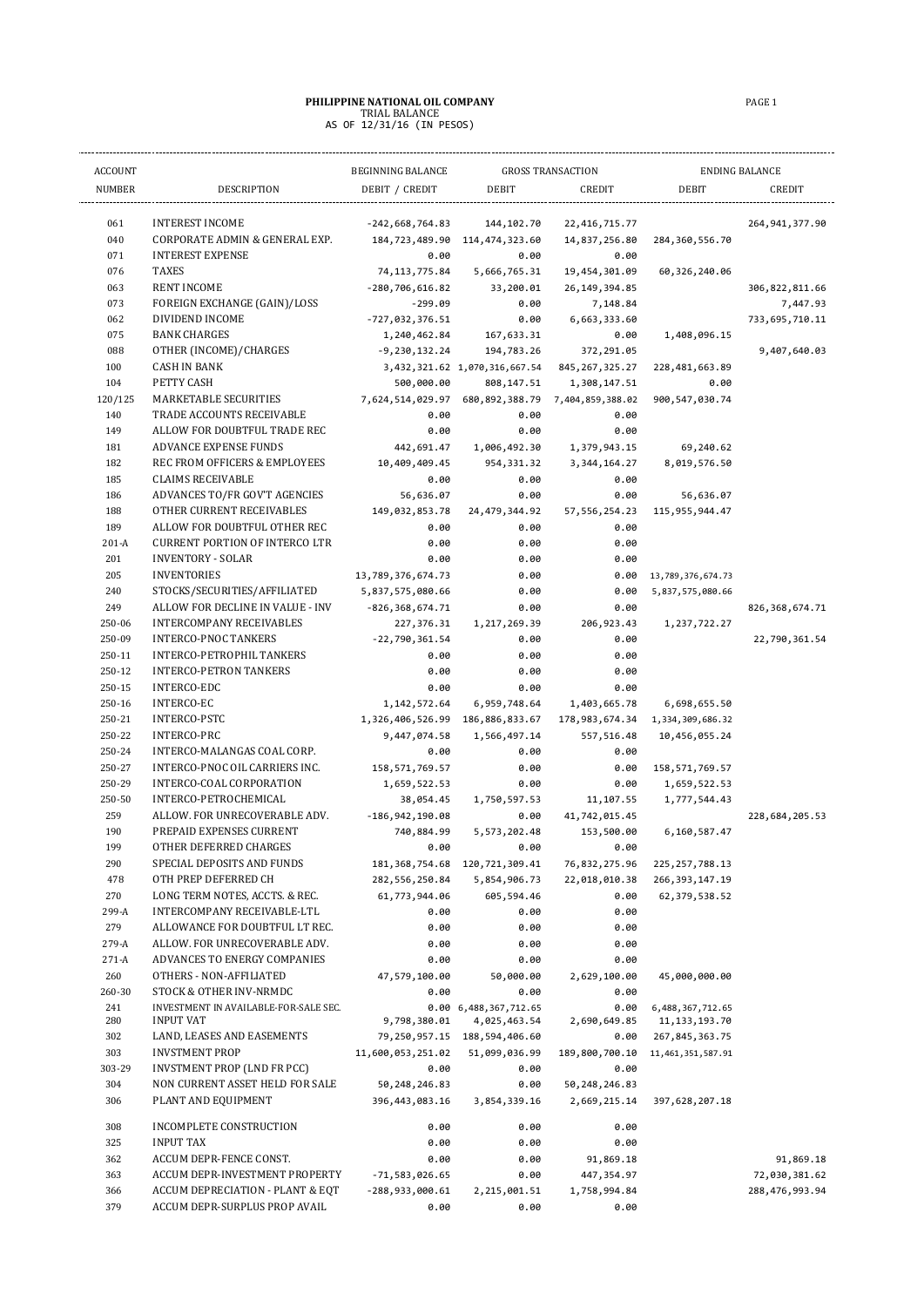**PHILIPPINE NATIONAL OIL COMPANY**
TRIAL BALANCE
AS OF 12/31/16 (IN PESOS)

| ACCOUNT NUMBER | DESCRIPTION | BEGINNING BALANCE DEBIT / CREDIT | GROSS TRANSACTION | | ENDING BALANCE | |
|---|---|---|---|---|---|---|
| | | | DEBIT | CREDIT | DEBIT | CREDIT |
| 061 | INTEREST INCOME | -242,668,764.83 | 144,102.70 | 22,416,715.77 | | 264,941,377.90 |
| 040 | CORPORATE ADMIN & GENERAL EXP. | 184,723,489.90 | 114,474,323.60 | 14,837,256.80 | 284,360,556.70 | |
| 071 | INTEREST EXPENSE | 0.00 | 0.00 | 0.00 | | |
| 076 | TAXES | 74,113,775.84 | 5,666,765.31 | 19,454,301.09 | 60,326,240.06 | |
| 063 | RENT INCOME | -280,706,616.82 | 33,200.01 | 26,149,394.85 | | 306,822,811.66 |
| 073 | FOREIGN EXCHANGE (GAIN)/LOSS | -299.09 | 0.00 | 7,148.84 | | 7,447.93 |
| 062 | DIVIDEND INCOME | -727,032,376.51 | 0.00 | 6,663,333.60 | | 733,695,710.11 |
| 075 | BANK CHARGES | 1,240,462.84 | 167,633.31 | 0.00 | 1,408,096.15 | |
| 088 | OTHER (INCOME)/CHARGES | -9,230,132.24 | 194,783.26 | 372,291.05 | | 9,407,640.03 |
| 100 | CASH IN BANK | 3,432,321.62 | 1,070,316,667.54 | 845,267,325.27 | 228,481,663.89 | |
| 104 | PETTY CASH | 500,000.00 | 808,147.51 | 1,308,147.51 | 0.00 | |
| 120/125 | MARKETABLE SECURITIES | 7,624,514,029.97 | 680,892,388.79 | 7,404,859,388.02 | 900,547,030.74 | |
| 140 | TRADE ACCOUNTS RECEIVABLE | 0.00 | 0.00 | 0.00 | | |
| 149 | ALLOW FOR DOUBTFUL TRADE REC | 0.00 | 0.00 | 0.00 | | |
| 181 | ADVANCE EXPENSE FUNDS | 442,691.47 | 1,006,492.30 | 1,379,943.15 | 69,240.62 | |
| 182 | REC FROM OFFICERS & EMPLOYEES | 10,409,409.45 | 954,331.32 | 3,344,164.27 | 8,019,576.50 | |
| 185 | CLAIMS RECEIVABLE | 0.00 | 0.00 | 0.00 | | |
| 186 | ADVANCES TO/FR GOV'T AGENCIES | 56,636.07 | 0.00 | 0.00 | 56,636.07 | |
| 188 | OTHER CURRENT RECEIVABLES | 149,032,853.78 | 24,479,344.92 | 57,556,254.23 | 115,955,944.47 | |
| 189 | ALLOW FOR DOUBTFUL OTHER REC | 0.00 | 0.00 | 0.00 | | |
| 201-A | CURRENT PORTION OF INTERCO LTR | 0.00 | 0.00 | 0.00 | | |
| 201 | INVENTORY - SOLAR | 0.00 | 0.00 | 0.00 | | |
| 205 | INVENTORIES | 13,789,376,674.73 | 0.00 | 0.00 | 13,789,376,674.73 | |
| 240 | STOCKS/SECURITIES/AFFILIATED | 5,837,575,080.66 | 0.00 | 0.00 | 5,837,575,080.66 | |
| 249 | ALLOW FOR DECLINE IN VALUE - INV | -826,368,674.71 | 0.00 | 0.00 | | 826,368,674.71 |
| 250-06 | INTERCOMPANY RECEIVABLES | 227,376.31 | 1,217,269.39 | 206,923.43 | 1,237,722.27 | |
| 250-09 | INTERCO-PNOC TANKERS | -22,790,361.54 | 0.00 | 0.00 | | 22,790,361.54 |
| 250-11 | INTERCO-PETROPHIL TANKERS | 0.00 | 0.00 | 0.00 | | |
| 250-12 | INTERCO-PETRON TANKERS | 0.00 | 0.00 | 0.00 | | |
| 250-15 | INTERCO-EDC | 0.00 | 0.00 | 0.00 | | |
| 250-16 | INTERCO-EC | 1,142,572.64 | 6,959,748.64 | 1,403,665.78 | 6,698,655.50 | |
| 250-21 | INTERCO-PSTC | 1,326,406,526.99 | 186,886,833.67 | 178,983,674.34 | 1,334,309,686.32 | |
| 250-22 | INTERCO-PRC | 9,447,074.58 | 1,566,497.14 | 557,516.48 | 10,456,055.24 | |
| 250-24 | INTERCO-MALANGAS COAL CORP. | 0.00 | 0.00 | 0.00 | | |
| 250-27 | INTERCO-PNOC OIL CARRIERS INC. | 158,571,769.57 | 0.00 | 0.00 | 158,571,769.57 | |
| 250-29 | INTERCO-COAL CORPORATION | 1,659,522.53 | 0.00 | 0.00 | 1,659,522.53 | |
| 250-50 | INTERCO-PETROCHEMICAL | 38,054.45 | 1,750,597.53 | 11,107.55 | 1,777,544.43 | |
| 259 | ALLOW. FOR UNRECOVERABLE ADV. | -186,942,190.08 | 0.00 | 41,742,015.45 | | 228,684,205.53 |
| 190 | PREPAID EXPENSES CURRENT | 740,884.99 | 5,573,202.48 | 153,500.00 | 6,160,587.47 | |
| 199 | OTHER DEFERRED CHARGES | 0.00 | 0.00 | 0.00 | | |
| 290 | SPECIAL DEPOSITS AND FUNDS | 181,368,754.68 | 120,721,309.41 | 76,832,275.96 | 225,257,788.13 | |
| 478 | OTH PREP DEFERRED CH | 282,556,250.84 | 5,854,906.73 | 22,018,010.38 | 266,393,147.19 | |
| 270 | LONG TERM NOTES, ACCTS. & REC. | 61,773,944.06 | 605,594.46 | 0.00 | 62,379,538.52 | |
| 299-A | INTERCOMPANY RECEIVABLE-LTL | 0.00 | 0.00 | 0.00 | | |
| 279 | ALLOWANCE FOR DOUBTFUL LT REC. | 0.00 | 0.00 | 0.00 | | |
| 279-A | ALLOW. FOR UNRECOVERABLE ADV. | 0.00 | 0.00 | 0.00 | | |
| 271-A | ADVANCES TO ENERGY COMPANIES | 0.00 | 0.00 | 0.00 | | |
| 260 | OTHERS - NON-AFFILIATED | 47,579,100.00 | 50,000.00 | 2,629,100.00 | 45,000,000.00 | |
| 260-30 | STOCK & OTHER INV-NRMDC | 0.00 | 0.00 | 0.00 | | |
| 241 | INVESTMENT IN AVAILABLE-FOR-SALE SEC. | 0.00 | 6,488,367,712.65 | 0.00 | 6,488,367,712.65 | |
| 280 | INPUT VAT | 9,798,380.01 | 4,025,463.54 | 2,690,649.85 | 11,133,193.70 | |
| 302 | LAND, LEASES AND EASEMENTS | 79,250,957.15 | 188,594,406.60 | 0.00 | 267,845,363.75 | |
| 303 | INVSTMENT PROP | 11,600,053,251.02 | 51,099,036.99 | 189,800,700.10 | 11,461,351,587.91 | |
| 303-29 | INVSTMENT PROP (LND FR PCC) | 0.00 | 0.00 | 0.00 | | |
| 304 | NON CURRENT ASSET HELD FOR SALE | 50,248,246.83 | 0.00 | 50,248,246.83 | | |
| 306 | PLANT AND EQUIPMENT | 396,443,083.16 | 3,854,339.16 | 2,669,215.14 | 397,628,207.18 | |
| 308 | INCOMPLETE CONSTRUCTION | 0.00 | 0.00 | 0.00 | | |
| 325 | INPUT TAX | 0.00 | 0.00 | 0.00 | | |
| 362 | ACCUM DEPR-FENCE CONST. | 0.00 | 0.00 | 91,869.18 | | 91,869.18 |
| 363 | ACCUM DEPR-INVESTMENT PROPERTY | -71,583,026.65 | 0.00 | 447,354.97 | | 72,030,381.62 |
| 366 | ACCUM DEPRECIATION - PLANT & EQT | -288,933,000.61 | 2,215,001.51 | 1,758,994.84 | | 288,476,993.94 |
| 379 | ACCUM DEPR-SURPLUS PROP AVAIL | 0.00 | 0.00 | 0.00 | | |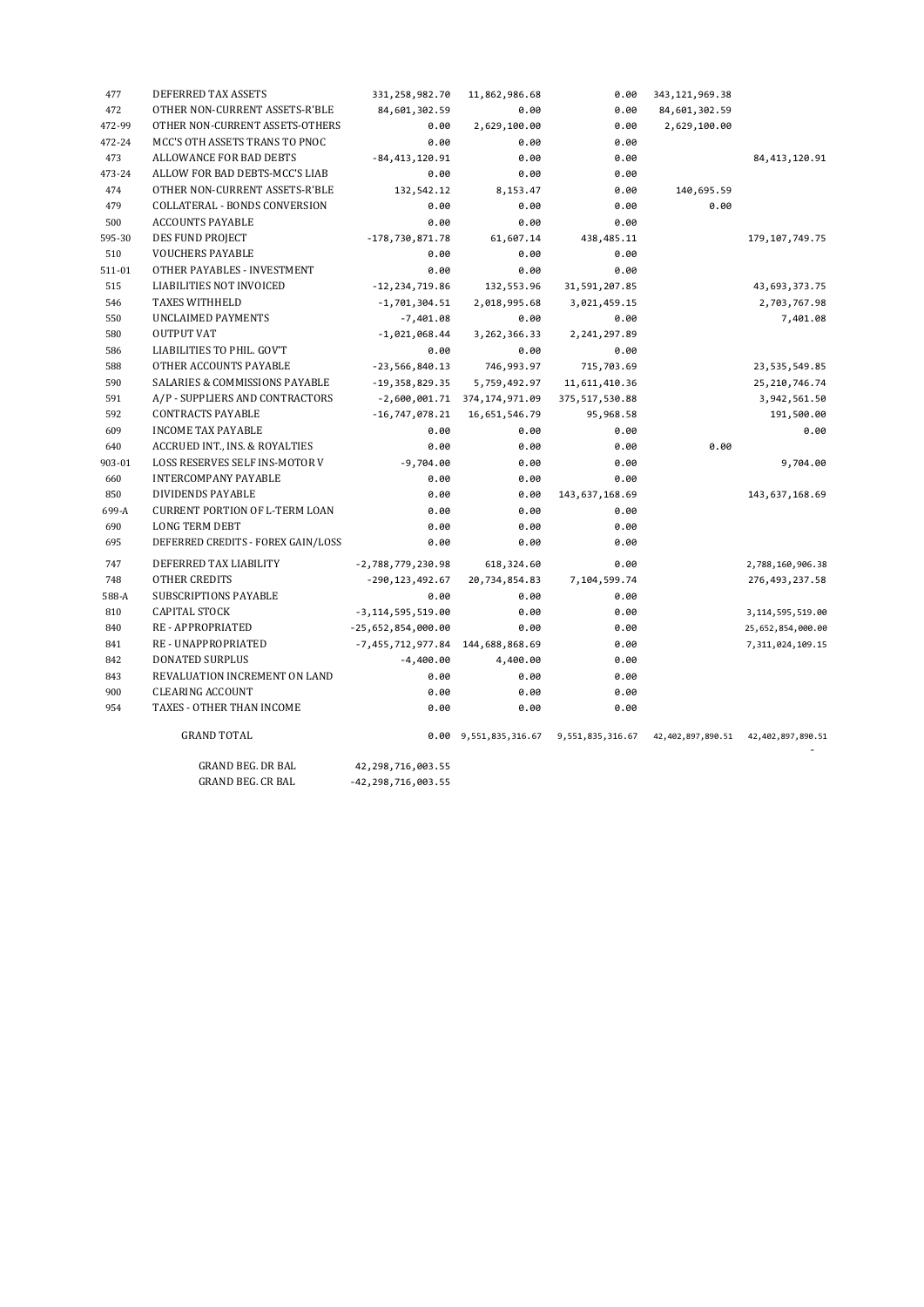| | | | | | | |
|---|---|---|---|---|---|---|
| 477 | DEFERRED TAX ASSETS | 331,258,982.70 | 11,862,986.68 | 0.00 | 343,121,969.38 | |
| 472 | OTHER NON-CURRENT ASSETS-R'BLE | 84,601,302.59 | 0.00 | 0.00 | 84,601,302.59 | |
| 472-99 | OTHER NON-CURRENT ASSETS-OTHERS | 0.00 | 2,629,100.00 | 0.00 | 2,629,100.00 | |
| 472-24 | MCC'S OTH ASSETS TRANS TO PNOC | 0.00 | 0.00 | 0.00 | | |
| 473 | ALLOWANCE FOR BAD DEBTS | -84,413,120.91 | 0.00 | 0.00 | | 84,413,120.91 |
| 473-24 | ALLOW FOR BAD DEBTS-MCC'S LIAB | 0.00 | 0.00 | 0.00 | | |
| 474 | OTHER NON-CURRENT ASSETS-R'BLE | 132,542.12 | 8,153.47 | 0.00 | 140,695.59 | |
| 479 | COLLATERAL - BONDS CONVERSION | 0.00 | 0.00 | 0.00 | 0.00 | |
| 500 | ACCOUNTS PAYABLE | 0.00 | 0.00 | 0.00 | | |
| 595-30 | DES FUND PROJECT | -178,730,871.78 | 61,607.14 | 438,485.11 | | 179,107,749.75 |
| 510 | VOUCHERS PAYABLE | 0.00 | 0.00 | 0.00 | | |
| 511-01 | OTHER PAYABLES - INVESTMENT | 0.00 | 0.00 | 0.00 | | |
| 515 | LIABILITIES NOT INVOICED | -12,234,719.86 | 132,553.96 | 31,591,207.85 | | 43,693,373.75 |
| 546 | TAXES WITHHELD | -1,701,304.51 | 2,018,995.68 | 3,021,459.15 | | 2,703,767.98 |
| 550 | UNCLAIMED PAYMENTS | -7,401.08 | 0.00 | 0.00 | | 7,401.08 |
| 580 | OUTPUT VAT | -1,021,068.44 | 3,262,366.33 | 2,241,297.89 | | |
| 586 | LIABILITIES TO PHIL. GOV'T | 0.00 | 0.00 | 0.00 | | |
| 588 | OTHER ACCOUNTS PAYABLE | -23,566,840.13 | 746,993.97 | 715,703.69 | | 23,535,549.85 |
| 590 | SALARIES & COMMISSIONS PAYABLE | -19,358,829.35 | 5,759,492.97 | 11,611,410.36 | | 25,210,746.74 |
| 591 | A/P - SUPPLIERS AND CONTRACTORS | -2,600,001.71 | 374,174,971.09 | 375,517,530.88 | | 3,942,561.50 |
| 592 | CONTRACTS PAYABLE | -16,747,078.21 | 16,651,546.79 | 95,968.58 | | 191,500.00 |
| 609 | INCOME TAX PAYABLE | 0.00 | 0.00 | 0.00 | | 0.00 |
| 640 | ACCRUED INT., INS. & ROYALTIES | 0.00 | 0.00 | 0.00 | 0.00 | |
| 903-01 | LOSS RESERVES SELF INS-MOTOR V | -9,704.00 | 0.00 | 0.00 | | 9,704.00 |
| 660 | INTERCOMPANY PAYABLE | 0.00 | 0.00 | 0.00 | | |
| 850 | DIVIDENDS PAYABLE | 0.00 | 0.00 | 143,637,168.69 | | 143,637,168.69 |
| 699-A | CURRENT PORTION OF L-TERM LOAN | 0.00 | 0.00 | 0.00 | | |
| 690 | LONG TERM DEBT | 0.00 | 0.00 | 0.00 | | |
| 695 | DEFERRED CREDITS - FOREX GAIN/LOSS | 0.00 | 0.00 | 0.00 | | |
| 747 | DEFERRED TAX LIABILITY | -2,788,779,230.98 | 618,324.60 | 0.00 | | 2,788,160,906.38 |
| 748 | OTHER CREDITS | -290,123,492.67 | 20,734,854.83 | 7,104,599.74 | | 276,493,237.58 |
| 588-A | SUBSCRIPTIONS PAYABLE | 0.00 | 0.00 | 0.00 | | |
| 810 | CAPITAL STOCK | -3,114,595,519.00 | 0.00 | 0.00 | | 3,114,595,519.00 |
| 840 | RE - APPROPRIATED | -25,652,854,000.00 | 0.00 | 0.00 | | 25,652,854,000.00 |
| 841 | RE - UNAPPROPRIATED | -7,455,712,977.84 | 144,688,868.69 | 0.00 | | 7,311,024,109.15 |
| 842 | DONATED SURPLUS | -4,400.00 | 4,400.00 | 0.00 | | |
| 843 | REVALUATION INCREMENT ON LAND | 0.00 | 0.00 | 0.00 | | |
| 900 | CLEARING ACCOUNT | 0.00 | 0.00 | 0.00 | | |
| 954 | TAXES - OTHER THAN INCOME | 0.00 | 0.00 | 0.00 | | |
| | GRAND TOTAL | 0.00 | 9,551,835,316.67 | 9,551,835,316.67 | 42,402,897,890.51 | 42,402,897,890.51 |
| | | | | | | - |
| | GRAND BEG. DR BAL | 42,298,716,003.55 | | | | |
| | GRAND BEG. CR BAL | -42,298,716,003.55 | | | | |